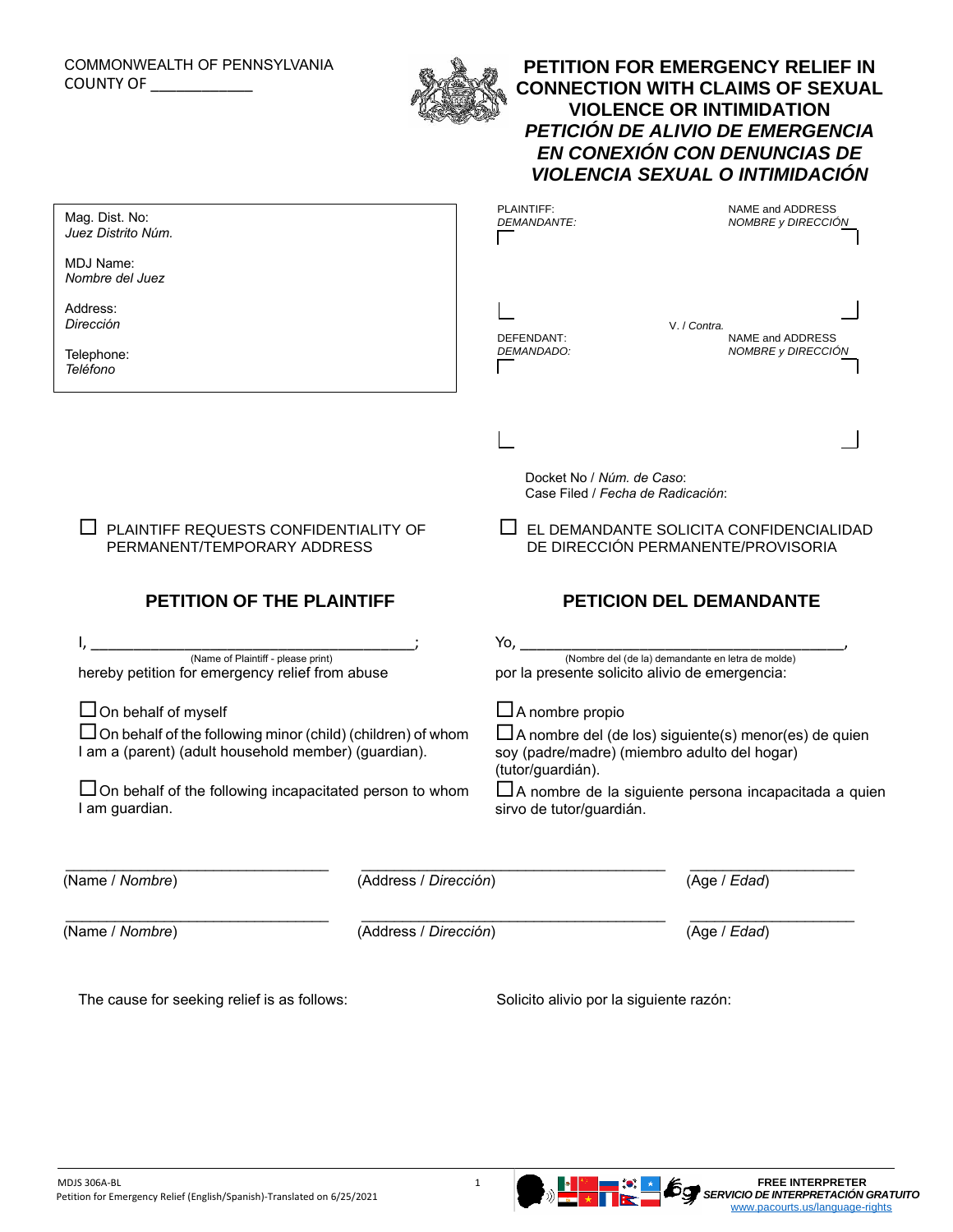COMMONWEALTH OF PENNSYLVANIA
COUNTY OF ____________

# PETITION FOR EMERGENCY RELIEF IN CONNECTION WITH CLAIMS OF SEXUAL VIOLENCE OR INTIMIDATION

# *PETICIÓN DE ALIVIO DE EMERGENCIA EN CONEXIÓN CON DENUNCIAS DE VIOLENCIA SEXUAL O INTIMIDACIÓN*

Mag. Dist. No:
*Juez Distrito Núm.*

MDJ Name:
*Nombre del Juez*

Address:
*Dirección*

Telephone:
*Teléfono*

PLAINTIFF: NAME and ADDRESS
*DEMANDANTE: NOMBRE y DIRECCIÓN*

V. / *Contra.*

DEFENDANT: NAME and ADDRESS
*DEMANDADO: NOMBRE y DIRECCIÓN*

Docket No / *Núm. de Caso*:
Case Filed / *Fecha de Radicación*:

☐ PLAINTIFF REQUESTS CONFIDENTIALITY OF PERMANENT/TEMPORARY ADDRESS

☐ EL DEMANDANTE SOLICITA CONFIDENCIALIDAD DE DIRECCIÓN PERMANENTE/PROVISORIA

## PETITION OF THE PLAINTIFF

I, _______________________________________;
(Name of Plaintiff - please print)
hereby petition for emergency relief from abuse

☐ On behalf of myself

☐ On behalf of the following minor (child) (children) of whom I am a (parent) (adult household member) (guardian).

☐ On behalf of the following incapacitated person to whom I am guardian.

## PETICION DEL DEMANDANTE

Yo, _______________________________________,
(Nombre del (de la) demandante en letra de molde)
por la presente solicito alivio de emergencia:

☐ A nombre propio

☐ A nombre del (de los) siguiente(s) menor(es) de quien soy (padre/madre) (miembro adulto del hogar) (tutor/guardián).

☐ A nombre de la siguiente persona incapacitada a quien sirvo de tutor/guardián.

| | | |
|---|---|---|
| ______________________________ | ___________________________________ | __________________ |
| (Name / *Nombre*) | (Address / *Dirección*) | (Age / *Edad*) |
| ______________________________ | ___________________________________ | __________________ |
| (Name / *Nombre*) | (Address / *Dirección*) | (Age / *Edad*) |

The cause for seeking relief is as follows:

Solicito alivio por la siguiente razón:

MDJS 306A-BL
Petition for Emergency Relief (English/Spanish)-Translated on 6/25/2021

FREE INTERPRETER
*SERVICIO DE INTERPRETACIÓN GRATUITO*
www.pacourts.us/language-rights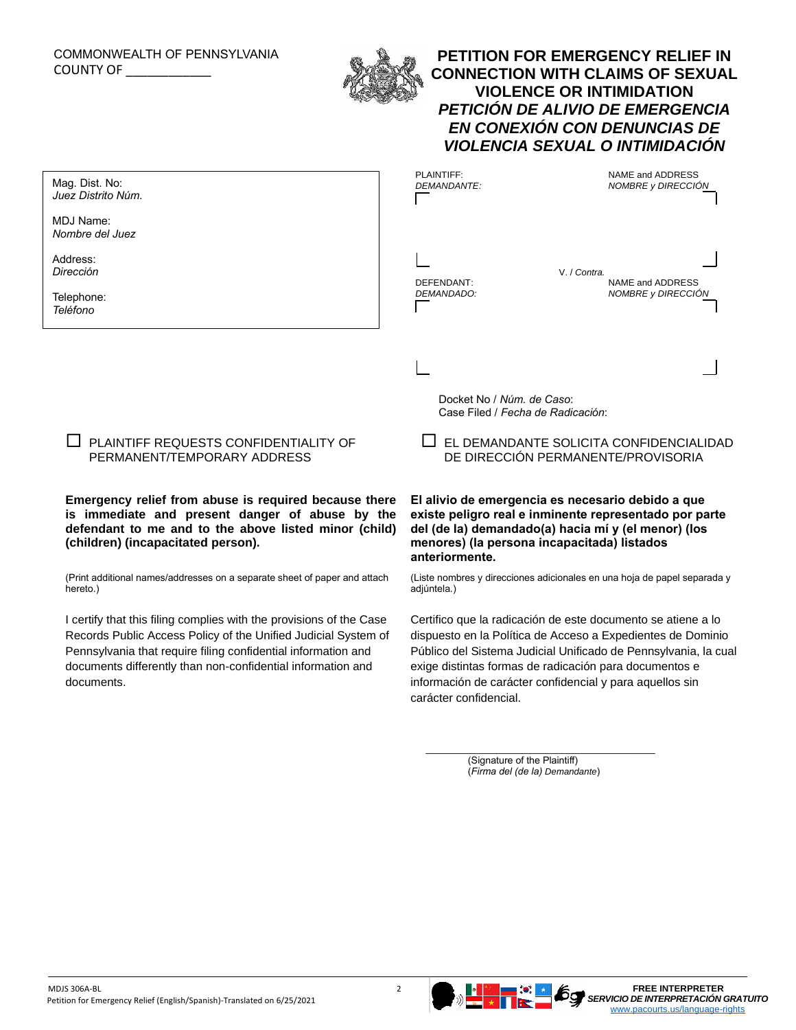COMMONWEALTH OF PENNSYLVANIA
COUNTY OF ____________

# PETITION FOR EMERGENCY RELIEF IN CONNECTION WITH CLAIMS OF SEXUAL VIOLENCE OR INTIMIDATION

# *PETICIÓN DE ALIVIO DE EMERGENCIA EN CONEXIÓN CON DENUNCIAS DE VIOLENCIA SEXUAL O INTIMIDACIÓN*

Mag. Dist. No:
*Juez Distrito Núm.*

MDJ Name:
*Nombre del Juez*

Address:
*Dirección*

Telephone:
*Teléfono*

PLAINTIFF: *DEMANDANTE:* NAME and ADDRESS *NOMBRE y DIRECCIÓN*

V. / *Contra.*

DEFENDANT: *DEMANDADO:* NAME and ADDRESS *NOMBRE y DIRECCIÓN*

Docket No / *Núm. de Caso*:
Case Filed / *Fecha de Radicación*:

☐ PLAINTIFF REQUESTS CONFIDENTIALITY OF PERMANENT/TEMPORARY ADDRESS

☐ EL DEMANDANTE SOLICITA CONFIDENCIALIDAD DE DIRECCIÓN PERMANENTE/PROVISORIA

**Emergency relief from abuse is required because there is immediate and present danger of abuse by the defendant to me and to the above listed minor (child) (children) (incapacitated person).**

**El alivio de emergencia es necesario debido a que existe peligro real e inminente representado por parte del (de la) demandado(a) hacia mí y (el menor) (los menores) (la persona incapacitada) listados anteriormente.**

(Print additional names/addresses on a separate sheet of paper and attach hereto.)

(Liste nombres y direcciones adicionales en una hoja de papel separada y adjúntela.)

I certify that this filing complies with the provisions of the Case Records Public Access Policy of the Unified Judicial System of Pennsylvania that require filing confidential information and documents differently than non-confidential information and documents.

Certifico que la radicación de este documento se atiene a lo dispuesto en la Política de Acceso a Expedientes de Dominio Público del Sistema Judicial Unificado de Pennsylvania, la cual exige distintas formas de radicación para documentos e información de carácter confidencial y para aquellos sin carácter confidencial.

______________________________________
(Signature of the Plaintiff)
(*Firma del (de la) Demandante*)

MDJS 306A-BL
Petition for Emergency Relief (English/Spanish)-Translated on 6/25/2021

**FREE INTERPRETER**
***SERVICIO DE INTERPRETACIÓN GRATUITO***
www.pacourts.us/language-rights